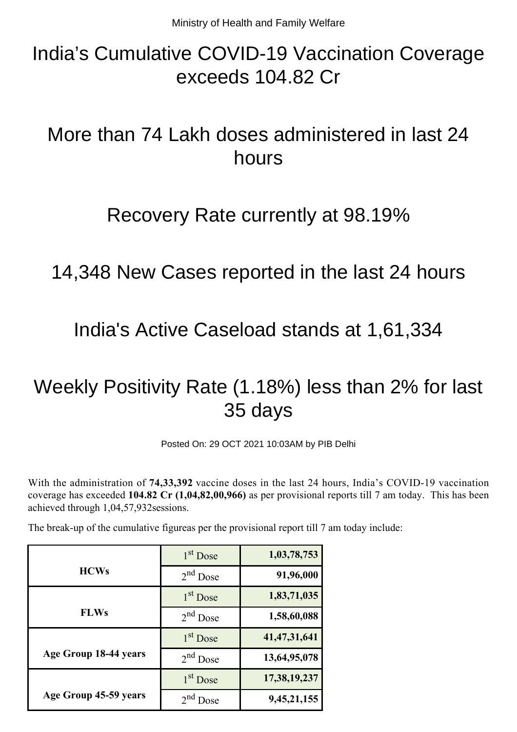Ministry of Health and Family Welfare

# India’s Cumulative COVID-19 Vaccination Coverage exceeds 104.82 Cr

# More than 74 Lakh doses administered in last 24 hours

# Recovery Rate currently at 98.19%

# 14,348 New Cases reported in the last 24 hours

# India's Active Caseload stands at 1,61,334

# Weekly Positivity Rate (1.18%) less than 2% for last 35 days

Posted On: 29 OCT 2021 10:03AM by PIB Delhi

With the administration of **74,33,392** vaccine doses in the last 24 hours, India’s COVID-19 vaccination coverage has exceeded **104.82 Cr (1,04,82,00,966)** as per provisional reports till 7 am today. This has been achieved through 1,04,57,932sessions.

The break-up of the cumulative figureas per the provisional report till 7 am today include:

| | | |
|---|---|---|
| **HCWs** | 1st Dose | **1,03,78,753** |
| | 2nd Dose | **91,96,000** |
| **FLWs** | 1st Dose | **1,83,71,035** |
| | 2nd Dose | **1,58,60,088** |
| **Age Group 18-44 years** | 1st Dose | **41,47,31,641** |
| | 2nd Dose | **13,64,95,078** |
| **Age Group 45-59 years** | 1st Dose | **17,38,19,237** |
| | 2nd Dose | **9,45,21,155** |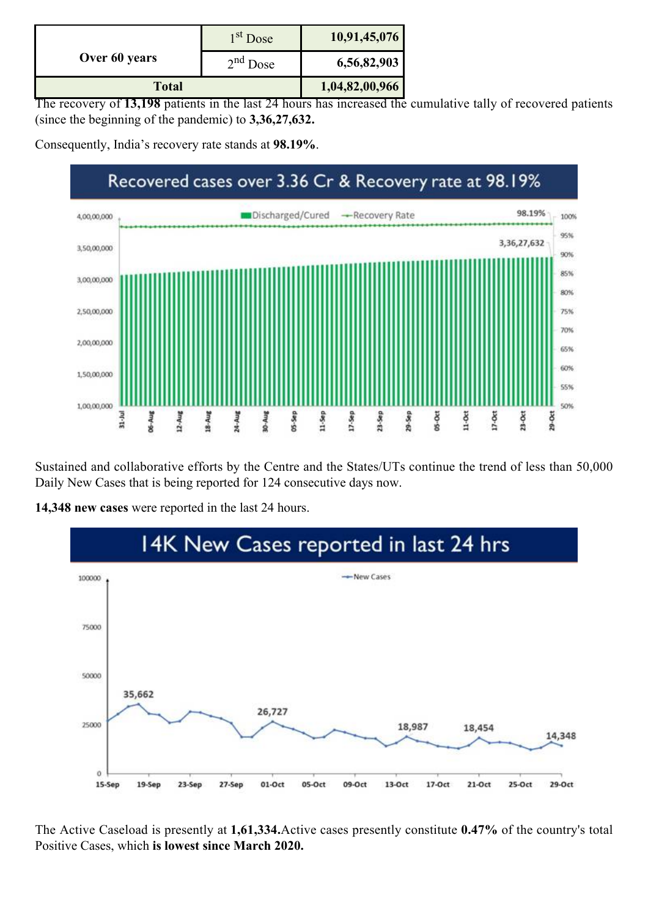| Over 60 years | 1st Dose | 10,91,45,076 |
| --- | --- | --- |
| | 2nd Dose | 6,56,82,903 |
| Total | | 1,04,82,00,966 |

The recovery of **13,198** patients in the last 24 hours has increased the cumulative tally of recovered patients (since the beginning of the pandemic) to **3,36,27,632.**

Consequently, India's recovery rate stands at **98.19%**.

Recovered cases over 3.36 Cr & Recovery rate at 98.19%

Sustained and collaborative efforts by the Centre and the States/UTs continue the trend of less than 50,000 Daily New Cases that is being reported for 124 consecutive days now.

**14,348 new cases** were reported in the last 24 hours.

14K New Cases reported in last 24 hrs

The Active Caseload is presently at **1,61,334.** Active cases presently constitute **0.47%** of the country's total Positive Cases, which **is lowest since March 2020.**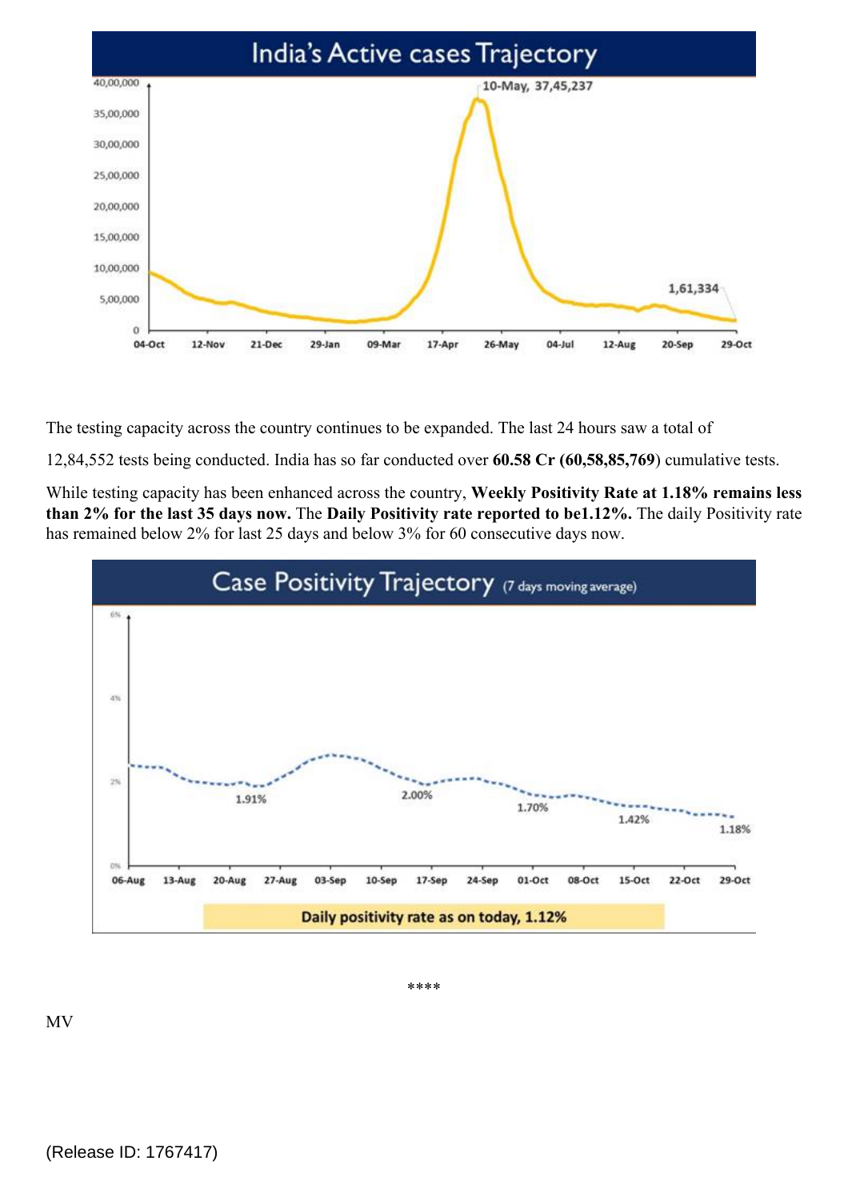India's Active cases Trajectory

40,00,000
35,00,000
30,00,000
25,00,000
20,00,000
15,00,000
10,00,000
5,00,000
0

10-May, 37,45,237

1,61,334

04-Oct 12-Nov 21-Dec 29-Jan 09-Mar 17-Apr 26-May 04-Jul 12-Aug 20-Sep 29-Oct

The testing capacity across the country continues to be expanded. The last 24 hours saw a total of 12,84,552 tests being conducted. India has so far conducted over **60.58 Cr (60,58,85,769**) cumulative tests.

While testing capacity has been enhanced across the country, **Weekly Positivity Rate at 1.18% remains less than 2% for the last 35 days now.** The **Daily Positivity rate reported to be1.12%.** The daily Positivity rate has remained below 2% for last 25 days and below 3% for 60 consecutive days now.

Case Positivity Trajectory (7 days moving average)

6%
4%
2%
0%

1.91%
2.00%
1.70%
1.42%
1.18%

06-Aug 13-Aug 20-Aug 27-Aug 03-Sep 10-Sep 17-Sep 24-Sep 01-Oct 08-Oct 15-Oct 22-Oct 29-Oct

Daily positivity rate as on today, 1.12%

****

MV

(Release ID: 1767417)